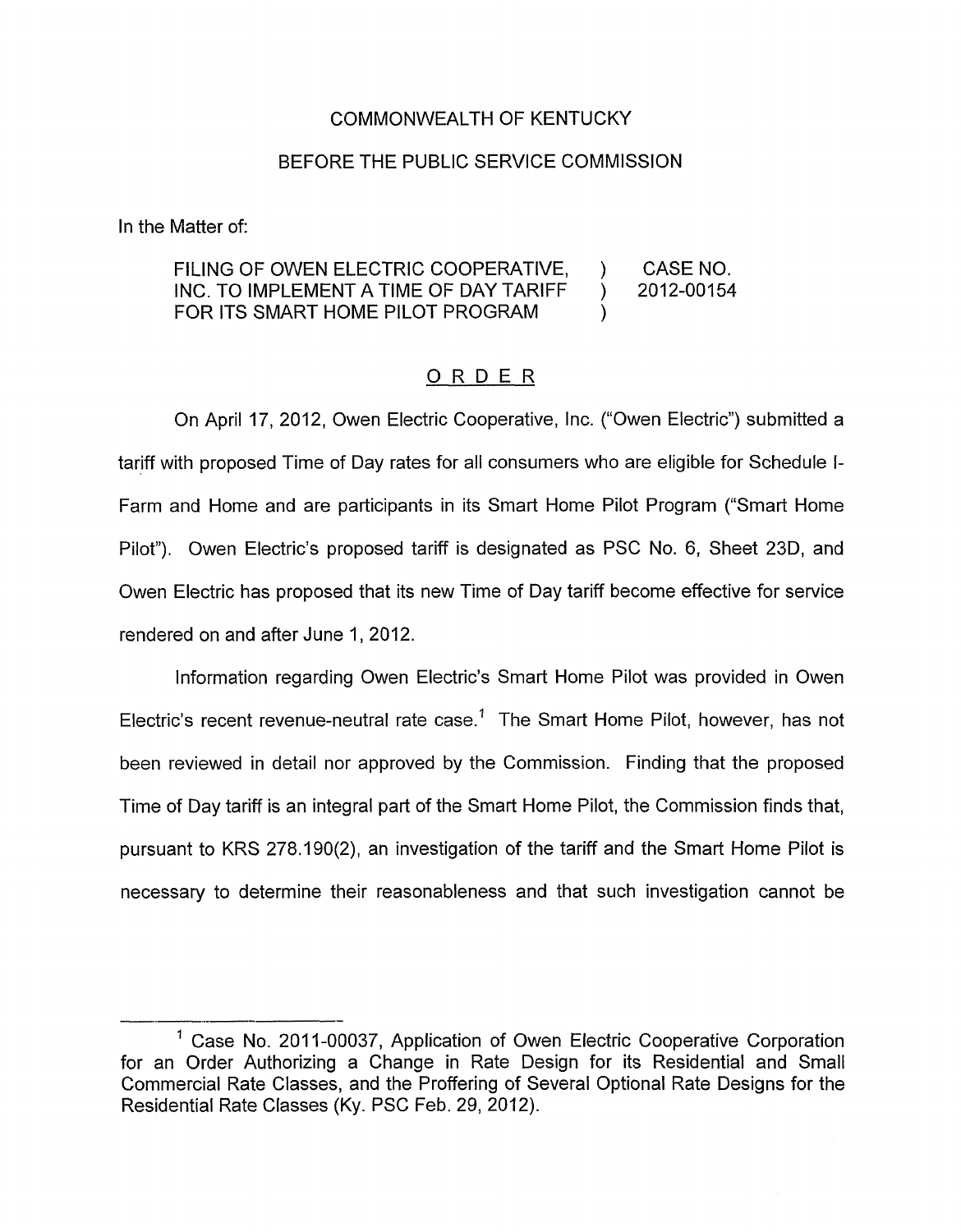COMMONWEALTH OF KENTUCKY

BEFORE THE PUBLIC SERVICE COMMISSION

In the Matter of:

| | | |
|---|---|---|
| FILING OF OWEN ELECTRIC COOPERATIVE, INC. TO IMPLEMENT A TIME OF DAY TARIFF FOR ITS SMART HOME PILOT PROGRAM | ) ) ) | CASE NO. 2012-00154 |

ORDER

On April 17, 2012, Owen Electric Cooperative, Inc. ("Owen Electric") submitted a tariff with proposed Time of Day rates for all consumers who are eligible for Schedule I-Farm and Home and are participants in its Smart Home Pilot Program ("Smart Home Pilot"). Owen Electric's proposed tariff is designated as PSC No. 6, Sheet 23D, and Owen Electric has proposed that its new Time of Day tariff become effective for service rendered on and after June 1, 2012.

Information regarding Owen Electric's Smart Home Pilot was provided in Owen Electric's recent revenue-neutral rate case.[1] The Smart Home Pilot, however, has not been reviewed in detail nor approved by the Commission. Finding that the proposed Time of Day tariff is an integral part of the Smart Home Pilot, the Commission finds that, pursuant to KRS 278.190(2), an investigation of the tariff and the Smart Home Pilot is necessary to determine their reasonableness and that such investigation cannot be

[1] Case No. 2011-00037, Application of Owen Electric Cooperative Corporation for an Order Authorizing a Change in Rate Design for its Residential and Small Commercial Rate Classes, and the Proffering of Several Optional Rate Designs for the Residential Rate Classes (Ky. PSC Feb. 29, 2012).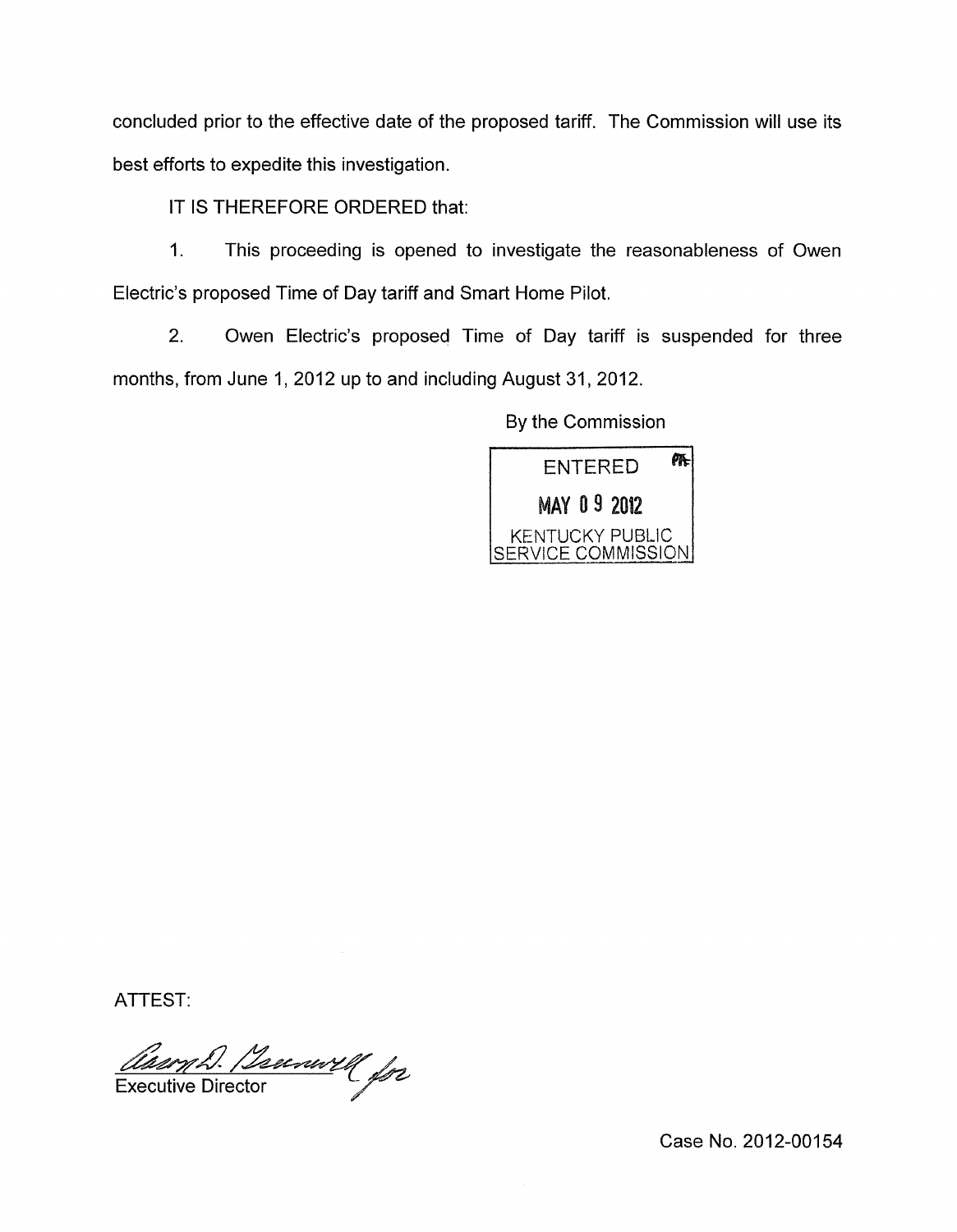concluded prior to the effective date of the proposed tariff. The Commission will use its best efforts to expedite this investigation.

IT IS THEREFORE ORDERED that:

1. This proceeding is opened to investigate the reasonableness of Owen Electric's proposed Time of Day tariff and Smart Home Pilot.

2. Owen Electric's proposed Time of Day tariff is suspended for three months, from June 1, 2012 up to and including August 31, 2012.

By the Commission

ENTERED
MAY 09 2012
KENTUCKY PUBLIC SERVICE COMMISSION

ATTEST:

Executive Director

Case No. 2012-00154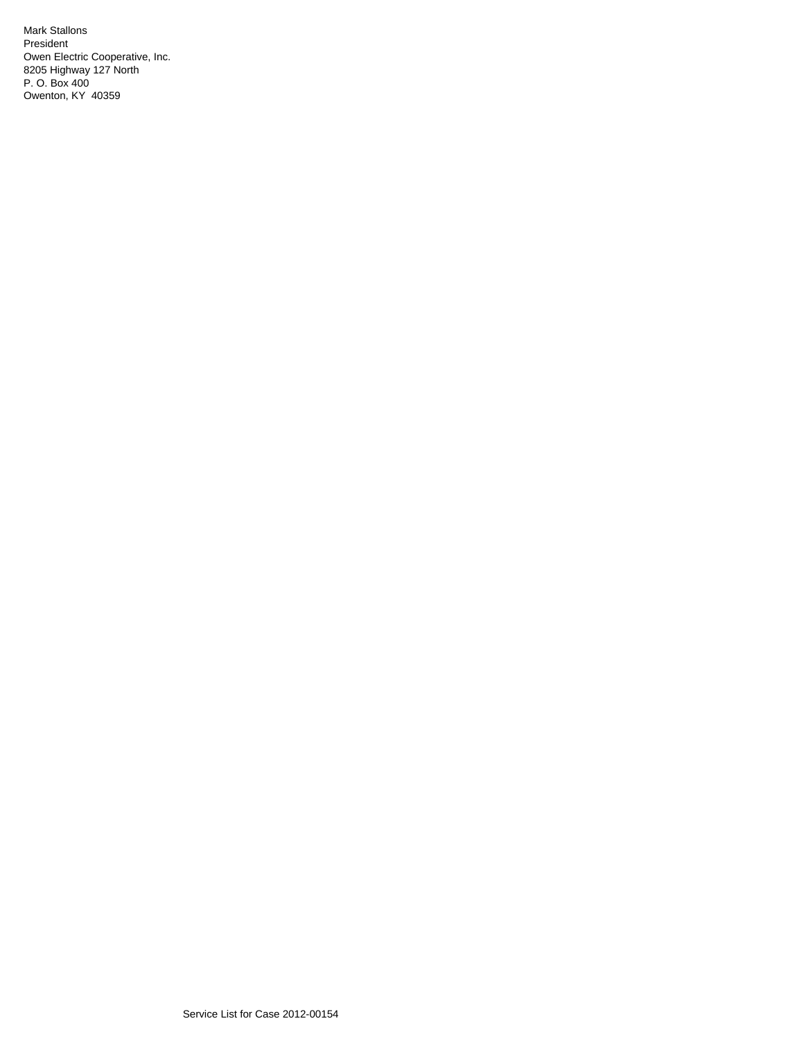Mark Stallons
President
Owen Electric Cooperative, Inc.
8205 Highway 127 North
P. O. Box 400
Owenton, KY  40359